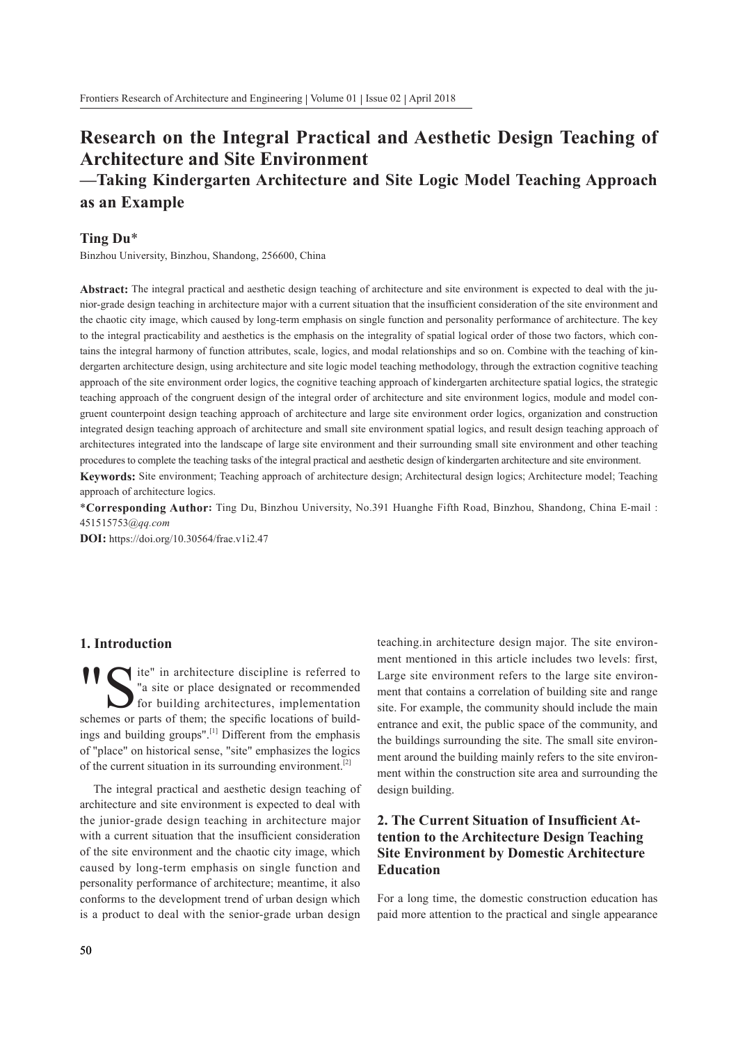# Research on the Integral Practical and Aesthetic Design Teaching of Architecture and Site Environment

## —Taking Kindergarten Architecture and Site Logic Model Teaching Approach as an Example

**Ting Du***

Binzhou University, Binzhou, Shandong, 256600, China

**Abstract:** The integral practical and aesthetic design teaching of architecture and site environment is expected to deal with the junior-grade design teaching in architecture major with a current situation that the insufficient consideration of the site environment and the chaotic city image, which caused by long-term emphasis on single function and personality performance of architecture. The key to the integral practicability and aesthetics is the emphasis on the integrality of spatial logical order of those two factors, which contains the integral harmony of function attributes, scale, logics, and modal relationships and so on. Combine with the teaching of kindergarten architecture design, using architecture and site logic model teaching methodology, through the extraction cognitive teaching approach of the site environment order logics, the cognitive teaching approach of kindergarten architecture spatial logics, the strategic teaching approach of the congruent design of the integral order of architecture and site environment logics, module and model congruent counterpoint design teaching approach of architecture and large site environment order logics, organization and construction integrated design teaching approach of architecture and small site environment spatial logics, and result design teaching approach of architectures integrated into the landscape of large site environment and their surrounding small site environment and other teaching procedures to complete the teaching tasks of the integral practical and aesthetic design of kindergarten architecture and site environment.

**Keywords:** Site environment; Teaching approach of architecture design; Architectural design logics; Architecture model; Teaching approach of architecture logics.

***Corresponding Author:** Ting Du, Binzhou University, No.391 Huanghe Fifth Road, Binzhou, Shandong, China E-mail : 451515753@*qq.com*

**DOI:** https://doi.org/10.30564/frae.v1i2.47

## 1. Introduction

"Site" in architecture discipline is referred to "a site or place designated or recommended for building architectures, implementation schemes or parts of them; the specific locations of buildings and building groups".[1] Different from the emphasis of "place" on historical sense, "site" emphasizes the logics of the current situation in its surrounding environment.[2]

The integral practical and aesthetic design teaching of architecture and site environment is expected to deal with the junior-grade design teaching in architecture major with a current situation that the insufficient consideration of the site environment and the chaotic city image, which caused by long-term emphasis on single function and personality performance of architecture; meantime, it also conforms to the development trend of urban design which is a product to deal with the senior-grade urban design teaching.in architecture design major. The site environment mentioned in this article includes two levels: first, Large site environment refers to the large site environment that contains a correlation of building site and range site. For example, the community should include the main entrance and exit, the public space of the community, and the buildings surrounding the site. The small site environment around the building mainly refers to the site environment within the construction site area and surrounding the design building.

## 2. The Current Situation of Insufficient Attention to the Architecture Design Teaching Site Environment by Domestic Architecture Education

For a long time, the domestic construction education has paid more attention to the practical and single appearance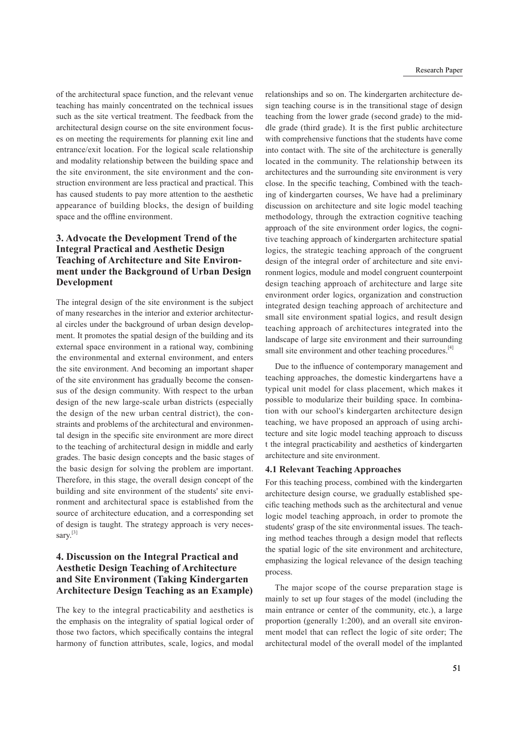of the architectural space function, and the relevant venue teaching has mainly concentrated on the technical issues such as the site vertical treatment. The feedback from the architectural design course on the site environment focuses on meeting the requirements for planning exit line and entrance/exit location. For the logical scale relationship and modality relationship between the building space and the site environment, the site environment and the construction environment are less practical and practical. This has caused students to pay more attention to the aesthetic appearance of building blocks, the design of building space and the offline environment.

## 3. Advocate the Development Trend of the Integral Practical and Aesthetic Design Teaching of Architecture and Site Environment under the Background of Urban Design Development

The integral design of the site environment is the subject of many researches in the interior and exterior architectural circles under the background of urban design development. It promotes the spatial design of the building and its external space environment in a rational way, combining the environmental and external environment, and enters the site environment. And becoming an important shaper of the site environment has gradually become the consensus of the design community. With respect to the urban design of the new large-scale urban districts (especially the design of the new urban central district), the constraints and problems of the architectural and environmental design in the specific site environment are more direct to the teaching of architectural design in middle and early grades. The basic design concepts and the basic stages of the basic design for solving the problem are important. Therefore, in this stage, the overall design concept of the building and site environment of the students' site environment and architectural space is established from the source of architecture education, and a corresponding set of design is taught. The strategy approach is very necessary.[3]

## 4. Discussion on the Integral Practical and Aesthetic Design Teaching of Architecture and Site Environment (Taking Kindergarten Architecture Design Teaching as an Example)

The key to the integral practicability and aesthetics is the emphasis on the integrality of spatial logical order of those two factors, which specifically contains the integral harmony of function attributes, scale, logics, and modal relationships and so on. The kindergarten architecture design teaching course is in the transitional stage of design teaching from the lower grade (second grade) to the middle grade (third grade). It is the first public architecture with comprehensive functions that the students have come into contact with. The site of the architecture is generally located in the community. The relationship between its architectures and the surrounding site environment is very close. In the specific teaching, Combined with the teaching of kindergarten courses, We have had a preliminary discussion on architecture and site logic model teaching methodology, through the extraction cognitive teaching approach of the site environment order logics, the cognitive teaching approach of kindergarten architecture spatial logics, the strategic teaching approach of the congruent design of the integral order of architecture and site environment logics, module and model congruent counterpoint design teaching approach of architecture and large site environment order logics, organization and construction integrated design teaching approach of architecture and small site environment spatial logics, and result design teaching approach of architectures integrated into the landscape of large site environment and their surrounding small site environment and other teaching procedures.[4]

Due to the influence of contemporary management and teaching approaches, the domestic kindergartens have a typical unit model for class placement, which makes it possible to modularize their building space. In combination with our school's kindergarten architecture design teaching, we have proposed an approach of using architecture and site logic model teaching approach to discuss t the integral practicability and aesthetics of kindergarten architecture and site environment.

### 4.1 Relevant Teaching Approaches

For this teaching process, combined with the kindergarten architecture design course, we gradually established specific teaching methods such as the architectural and venue logic model teaching approach, in order to promote the students' grasp of the site environmental issues. The teaching method teaches through a design model that reflects the spatial logic of the site environment and architecture, emphasizing the logical relevance of the design teaching process.

The major scope of the course preparation stage is mainly to set up four stages of the model (including the main entrance or center of the community, etc.), a large proportion (generally 1:200), and an overall site environment model that can reflect the logic of site order; The architectural model of the overall model of the implanted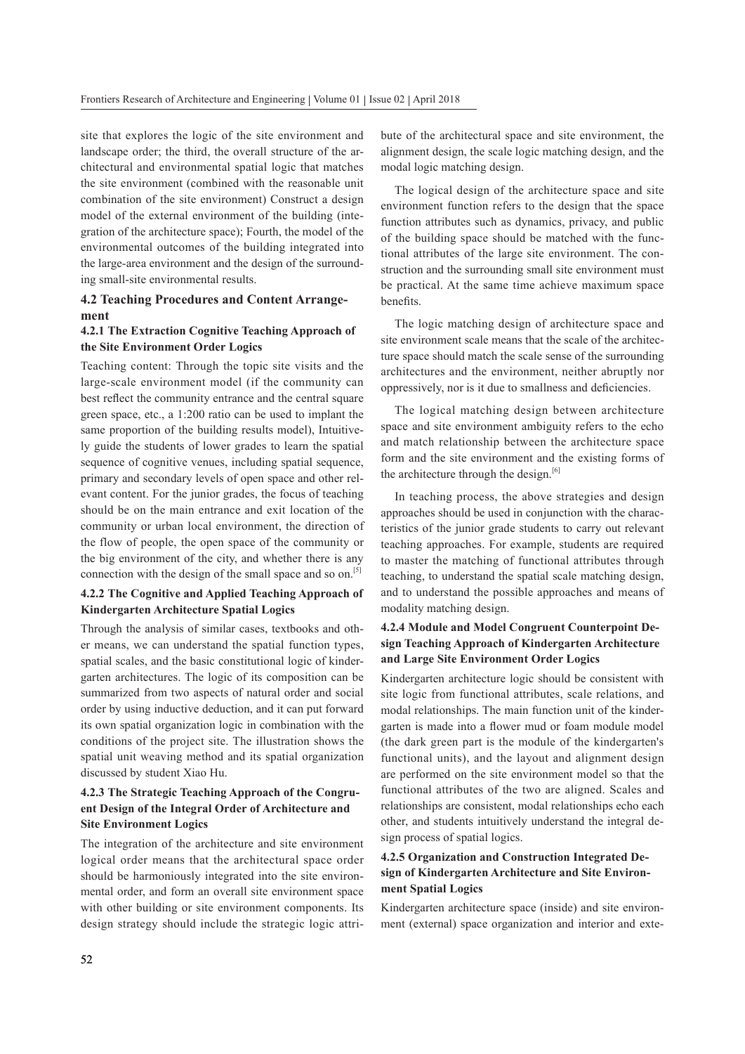site that explores the logic of the site environment and landscape order; the third, the overall structure of the architectural and environmental spatial logic that matches the site environment (combined with the reasonable unit combination of the site environment) Construct a design model of the external environment of the building (integration of the architecture space); Fourth, the model of the environmental outcomes of the building integrated into the large-area environment and the design of the surrounding small-site environmental results.

### 4.2 Teaching Procedures and Content Arrangement

#### 4.2.1 The Extraction Cognitive Teaching Approach of the Site Environment Order Logics

Teaching content: Through the topic site visits and the large-scale environment model (if the community can best reflect the community entrance and the central square green space, etc., a 1:200 ratio can be used to implant the same proportion of the building results model), Intuitively guide the students of lower grades to learn the spatial sequence of cognitive venues, including spatial sequence, primary and secondary levels of open space and other relevant content. For the junior grades, the focus of teaching should be on the main entrance and exit location of the community or urban local environment, the direction of the flow of people, the open space of the community or the big environment of the city, and whether there is any connection with the design of the small space and so on.[5]

#### 4.2.2 The Cognitive and Applied Teaching Approach of Kindergarten Architecture Spatial Logics

Through the analysis of similar cases, textbooks and other means, we can understand the spatial function types, spatial scales, and the basic constitutional logic of kindergarten architectures. The logic of its composition can be summarized from two aspects of natural order and social order by using inductive deduction, and it can put forward its own spatial organization logic in combination with the conditions of the project site. The illustration shows the spatial unit weaving method and its spatial organization discussed by student Xiao Hu.

#### 4.2.3 The Strategic Teaching Approach of the Congruent Design of the Integral Order of Architecture and Site Environment Logics

The integration of the architecture and site environment logical order means that the architectural space order should be harmoniously integrated into the site environmental order, and form an overall site environment space with other building or site environment components. Its design strategy should include the strategic logic attribute of the architectural space and site environment, the alignment design, the scale logic matching design, and the modal logic matching design.

The logical design of the architecture space and site environment function refers to the design that the space function attributes such as dynamics, privacy, and public of the building space should be matched with the functional attributes of the large site environment. The construction and the surrounding small site environment must be practical. At the same time achieve maximum space benefits.

The logic matching design of architecture space and site environment scale means that the scale of the architecture space should match the scale sense of the surrounding architectures and the environment, neither abruptly nor oppressively, nor is it due to smallness and deficiencies.

The logical matching design between architecture space and site environment ambiguity refers to the echo and match relationship between the architecture space form and the site environment and the existing forms of the architecture through the design.[6]

In teaching process, the above strategies and design approaches should be used in conjunction with the characteristics of the junior grade students to carry out relevant teaching approaches. For example, students are required to master the matching of functional attributes through teaching, to understand the spatial scale matching design, and to understand the possible approaches and means of modality matching design.

#### 4.2.4 Module and Model Congruent Counterpoint Design Teaching Approach of Kindergarten Architecture and Large Site Environment Order Logics

Kindergarten architecture logic should be consistent with site logic from functional attributes, scale relations, and modal relationships. The main function unit of the kindergarten is made into a flower mud or foam module model (the dark green part is the module of the kindergarten's functional units), and the layout and alignment design are performed on the site environment model so that the functional attributes of the two are aligned. Scales and relationships are consistent, modal relationships echo each other, and students intuitively understand the integral design process of spatial logics.

#### 4.2.5 Organization and Construction Integrated Design of Kindergarten Architecture and Site Environment Spatial Logics

Kindergarten architecture space (inside) and site environment (external) space organization and interior and exte-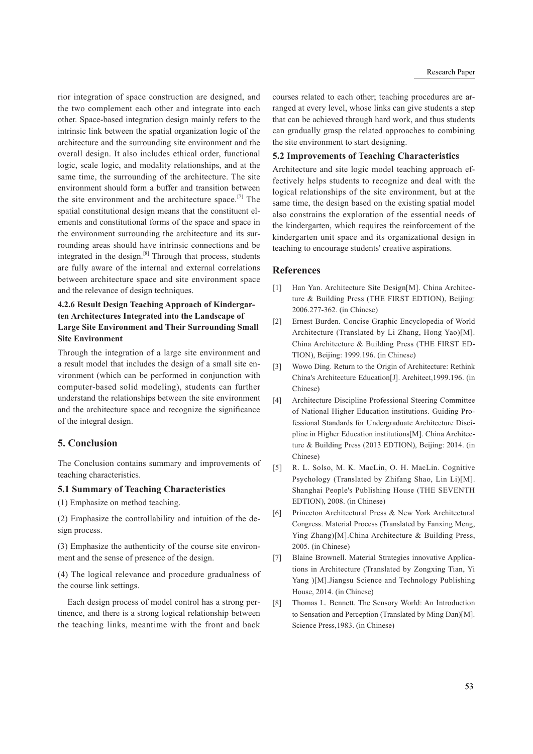rior integration of space construction are designed, and the two complement each other and integrate into each other. Space-based integration design mainly refers to the intrinsic link between the spatial organization logic of the architecture and the surrounding site environment and the overall design. It also includes ethical order, functional logic, scale logic, and modality relationships, and at the same time, the surrounding of the architecture. The site environment should form a buffer and transition between the site environment and the architecture space.[7] The spatial constitutional design means that the constituent elements and constitutional forms of the space and space in the environment surrounding the architecture and its surrounding areas should have intrinsic connections and be integrated in the design.[8] Through that process, students are fully aware of the internal and external correlations between architecture space and site environment space and the relevance of design techniques.

#### 4.2.6 Result Design Teaching Approach of Kindergarten Architectures Integrated into the Landscape of Large Site Environment and Their Surrounding Small Site Environment

Through the integration of a large site environment and a result model that includes the design of a small site environment (which can be performed in conjunction with computer-based solid modeling), students can further understand the relationships between the site environment and the architecture space and recognize the significance of the integral design.

## 5. Conclusion

The Conclusion contains summary and improvements of teaching characteristics.

### 5.1 Summary of Teaching Characteristics

(1) Emphasize on method teaching.

(2) Emphasize the controllability and intuition of the design process.

(3) Emphasize the authenticity of the course site environment and the sense of presence of the design.

(4) The logical relevance and procedure gradualness of the course link settings.

Each design process of model control has a strong pertinence, and there is a strong logical relationship between the teaching links, meantime with the front and back courses related to each other; teaching procedures are arranged at every level, whose links can give students a step that can be achieved through hard work, and thus students can gradually grasp the related approaches to combining the site environment to start designing.

### 5.2 Improvements of Teaching Characteristics

Architecture and site logic model teaching approach effectively helps students to recognize and deal with the logical relationships of the site environment, but at the same time, the design based on the existing spatial model also constrains the exploration of the essential needs of the kindergarten, which requires the reinforcement of the kindergarten unit space and its organizational design in teaching to encourage students' creative aspirations.

## References

[1] Han Yan. Architecture Site Design[M]. China Architecture & Building Press (THE FIRST EDTION), Beijing: 2006.277-362. (in Chinese)

[2] Ernest Burden. Concise Graphic Encyclopedia of World Architecture (Translated by Li Zhang, Hong Yao)[M]. China Architecture & Building Press (THE FIRST EDTION), Beijing: 1999.196. (in Chinese)

[3] Wowo Ding. Return to the Origin of Architecture: Rethink China's Architecture Education[J]. Architect,1999.196. (in Chinese)

[4] Architecture Discipline Professional Steering Committee of National Higher Education institutions. Guiding Professional Standards for Undergraduate Architecture Discipline in Higher Education institutions[M]. China Architecture & Building Press (2013 EDTION), Beijing: 2014. (in Chinese)

[5] R. L. Solso, M. K. MacLin, O. H. MacLin. Cognitive Psychology (Translated by Zhifang Shao, Lin Li)[M]. Shanghai People's Publishing House (THE SEVENTH EDTION), 2008. (in Chinese)

[6] Princeton Architectural Press & New York Architectural Congress. Material Process (Translated by Fanxing Meng, Ying Zhang)[M].China Architecture & Building Press, 2005. (in Chinese)

[7] Blaine Brownell. Material Strategies innovative Applications in Architecture (Translated by Zongxing Tian, Yi Yang )[M].Jiangsu Science and Technology Publishing House, 2014. (in Chinese)

[8] Thomas L. Bennett. The Sensory World: An Introduction to Sensation and Perception (Translated by Ming Dan)[M]. Science Press,1983. (in Chinese)